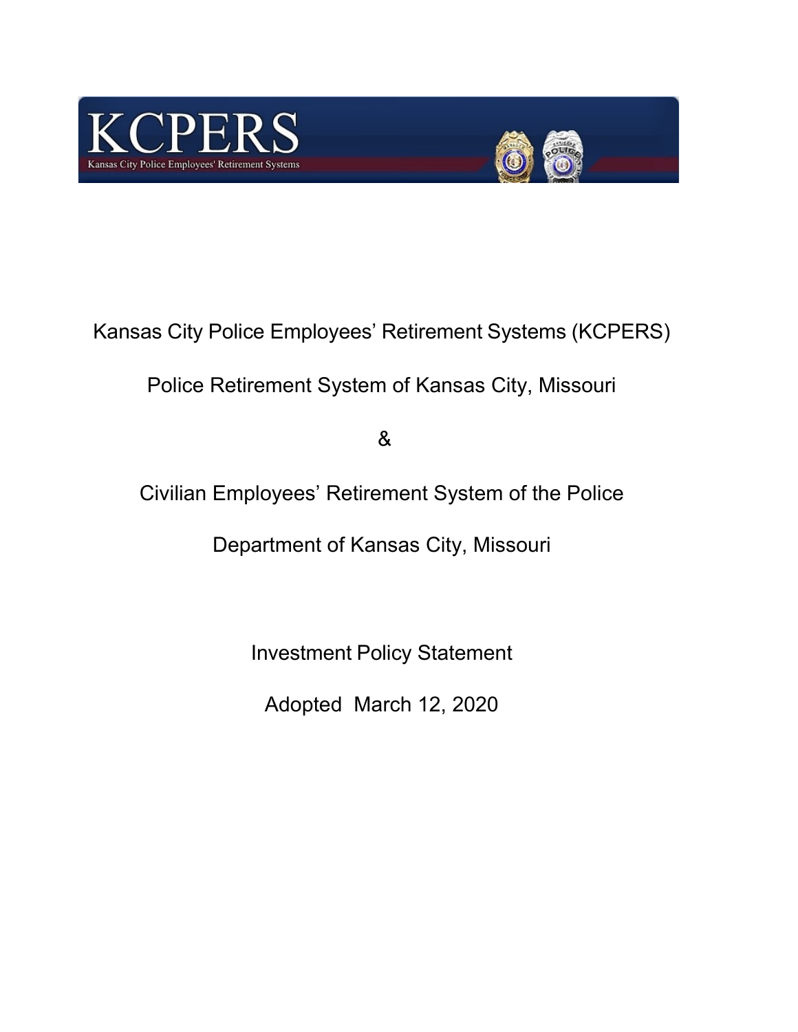KCPERS

Kansas City Police Employees' Retirement Systems

# Kansas City Police Employees' Retirement Systems (KCPERS)

## Police Retirement System of Kansas City, Missouri

&

## Civilian Employees' Retirement System of the Police Department of Kansas City, Missouri

## Investment Policy Statement

Adopted March 12, 2020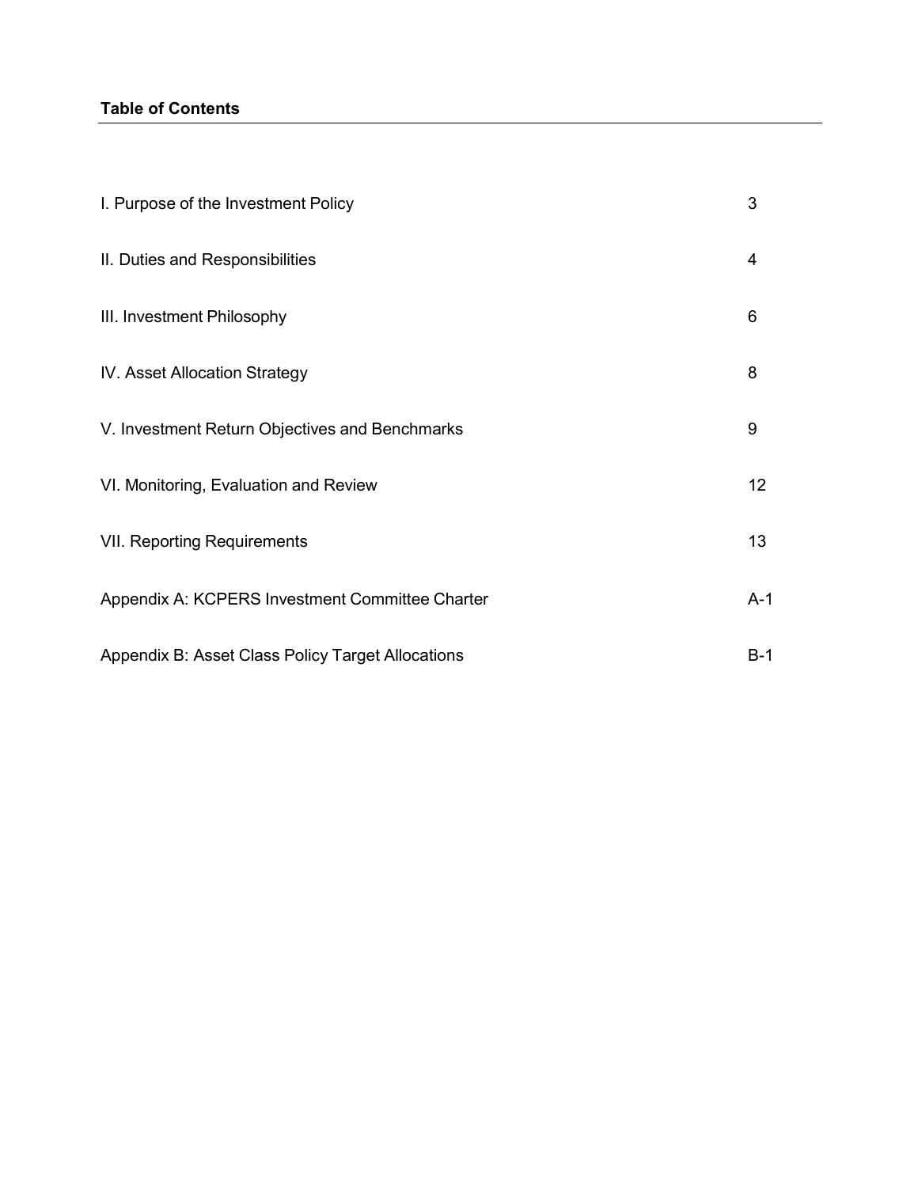**Table of Contents**

| | |
|---|---|
| I. Purpose of the Investment Policy | 3 |
| II. Duties and Responsibilities | 4 |
| III. Investment Philosophy | 6 |
| IV. Asset Allocation Strategy | 8 |
| V. Investment Return Objectives and Benchmarks | 9 |
| VI. Monitoring, Evaluation and Review | 12 |
| VII. Reporting Requirements | 13 |
| Appendix A: KCPERS Investment Committee Charter | A-1 |
| Appendix B: Asset Class Policy Target Allocations | B-1 |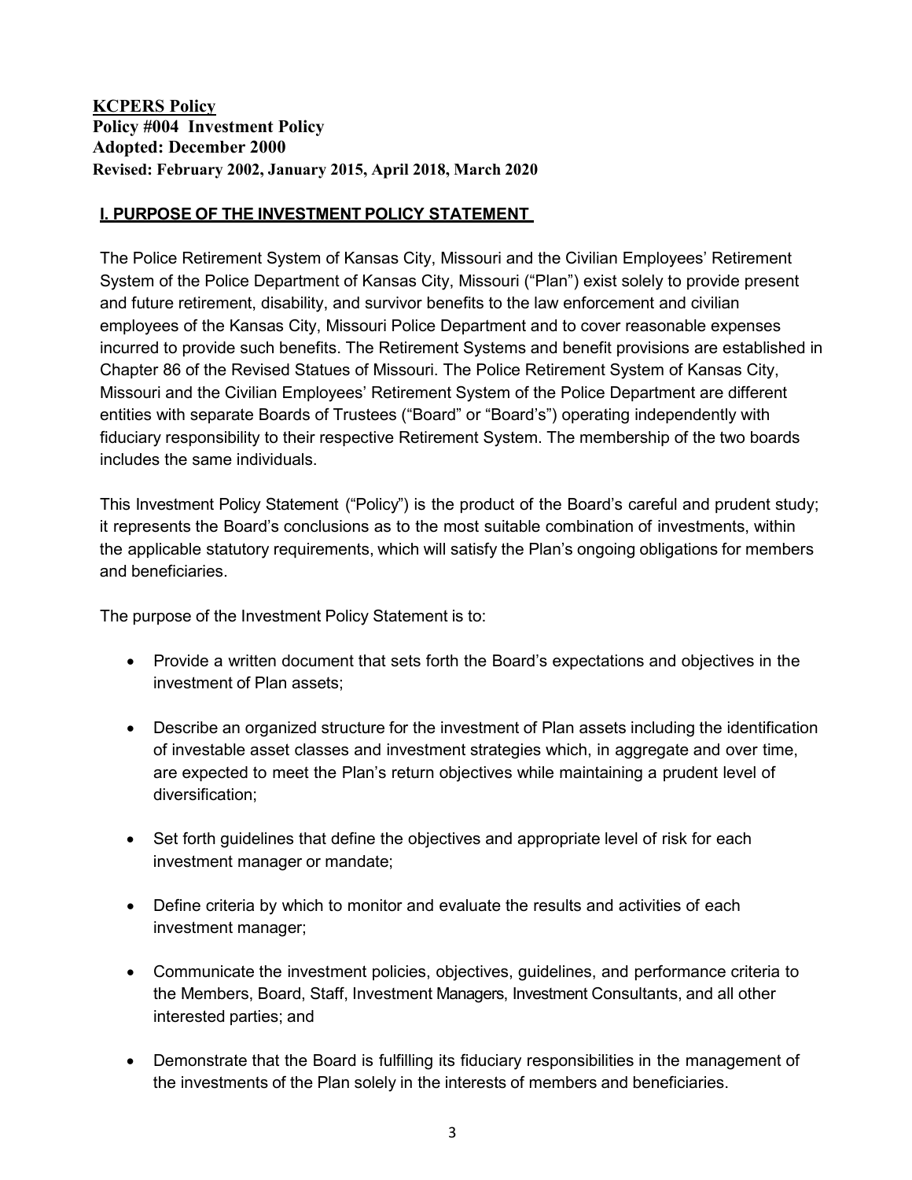**KCPERS Policy**
**Policy #004 Investment Policy**
**Adopted: December 2000**
**Revised: February 2002, January 2015, April 2018, March 2020**

## I. PURPOSE OF THE INVESTMENT POLICY STATEMENT

The Police Retirement System of Kansas City, Missouri and the Civilian Employees' Retirement System of the Police Department of Kansas City, Missouri ("Plan") exist solely to provide present and future retirement, disability, and survivor benefits to the law enforcement and civilian employees of the Kansas City, Missouri Police Department and to cover reasonable expenses incurred to provide such benefits. The Retirement Systems and benefit provisions are established in Chapter 86 of the Revised Statues of Missouri. The Police Retirement System of Kansas City, Missouri and the Civilian Employees' Retirement System of the Police Department are different entities with separate Boards of Trustees ("Board" or "Board's") operating independently with fiduciary responsibility to their respective Retirement System. The membership of the two boards includes the same individuals.

This Investment Policy Statement ("Policy") is the product of the Board's careful and prudent study; it represents the Board's conclusions as to the most suitable combination of investments, within the applicable statutory requirements, which will satisfy the Plan's ongoing obligations for members and beneficiaries.

The purpose of the Investment Policy Statement is to:

- Provide a written document that sets forth the Board's expectations and objectives in the investment of Plan assets;
- Describe an organized structure for the investment of Plan assets including the identification of investable asset classes and investment strategies which, in aggregate and over time, are expected to meet the Plan's return objectives while maintaining a prudent level of diversification;
- Set forth guidelines that define the objectives and appropriate level of risk for each investment manager or mandate;
- Define criteria by which to monitor and evaluate the results and activities of each investment manager;
- Communicate the investment policies, objectives, guidelines, and performance criteria to the Members, Board, Staff, Investment Managers, Investment Consultants, and all other interested parties; and
- Demonstrate that the Board is fulfilling its fiduciary responsibilities in the management of the investments of the Plan solely in the interests of members and beneficiaries.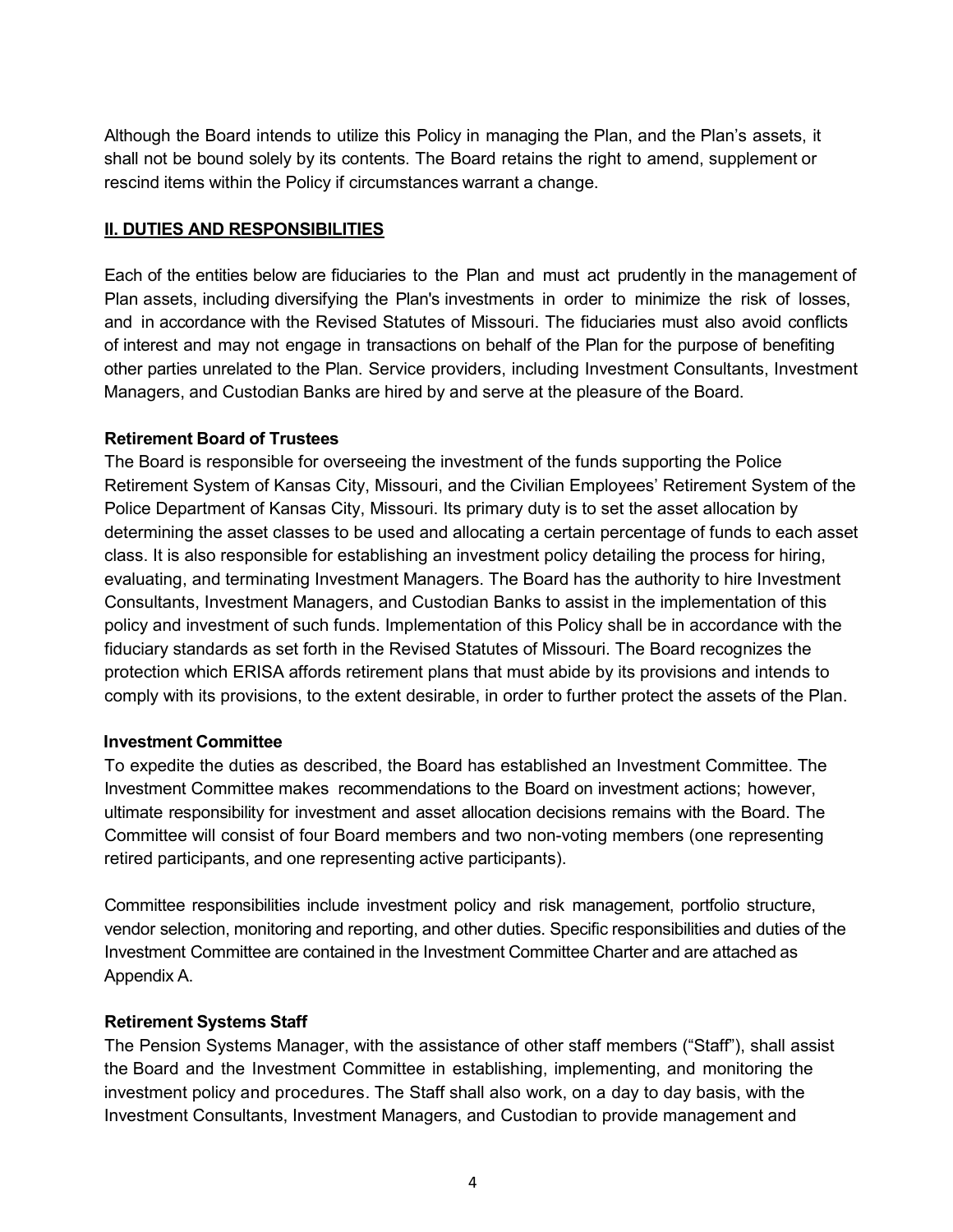Although the Board intends to utilize this Policy in managing the Plan, and the Plan's assets, it shall not be bound solely by its contents. The Board retains the right to amend, supplement or rescind items within the Policy if circumstances warrant a change.

## II. DUTIES AND RESPONSIBILITIES

Each of the entities below are fiduciaries to the Plan and must act prudently in the management of Plan assets, including diversifying the Plan's investments in order to minimize the risk of losses, and in accordance with the Revised Statutes of Missouri. The fiduciaries must also avoid conflicts of interest and may not engage in transactions on behalf of the Plan for the purpose of benefiting other parties unrelated to the Plan. Service providers, including Investment Consultants, Investment Managers, and Custodian Banks are hired by and serve at the pleasure of the Board.

### Retirement Board of Trustees

The Board is responsible for overseeing the investment of the funds supporting the Police Retirement System of Kansas City, Missouri, and the Civilian Employees' Retirement System of the Police Department of Kansas City, Missouri. Its primary duty is to set the asset allocation by determining the asset classes to be used and allocating a certain percentage of funds to each asset class. It is also responsible for establishing an investment policy detailing the process for hiring, evaluating, and terminating Investment Managers. The Board has the authority to hire Investment Consultants, Investment Managers, and Custodian Banks to assist in the implementation of this policy and investment of such funds. Implementation of this Policy shall be in accordance with the fiduciary standards as set forth in the Revised Statutes of Missouri. The Board recognizes the protection which ERISA affords retirement plans that must abide by its provisions and intends to comply with its provisions, to the extent desirable, in order to further protect the assets of the Plan.

### Investment Committee

To expedite the duties as described, the Board has established an Investment Committee. The Investment Committee makes recommendations to the Board on investment actions; however, ultimate responsibility for investment and asset allocation decisions remains with the Board. The Committee will consist of four Board members and two non-voting members (one representing retired participants, and one representing active participants).

Committee responsibilities include investment policy and risk management, portfolio structure, vendor selection, monitoring and reporting, and other duties. Specific responsibilities and duties of the Investment Committee are contained in the Investment Committee Charter and are attached as Appendix A.

### Retirement Systems Staff

The Pension Systems Manager, with the assistance of other staff members ("Staff"), shall assist the Board and the Investment Committee in establishing, implementing, and monitoring the investment policy and procedures. The Staff shall also work, on a day to day basis, with the Investment Consultants, Investment Managers, and Custodian to provide management and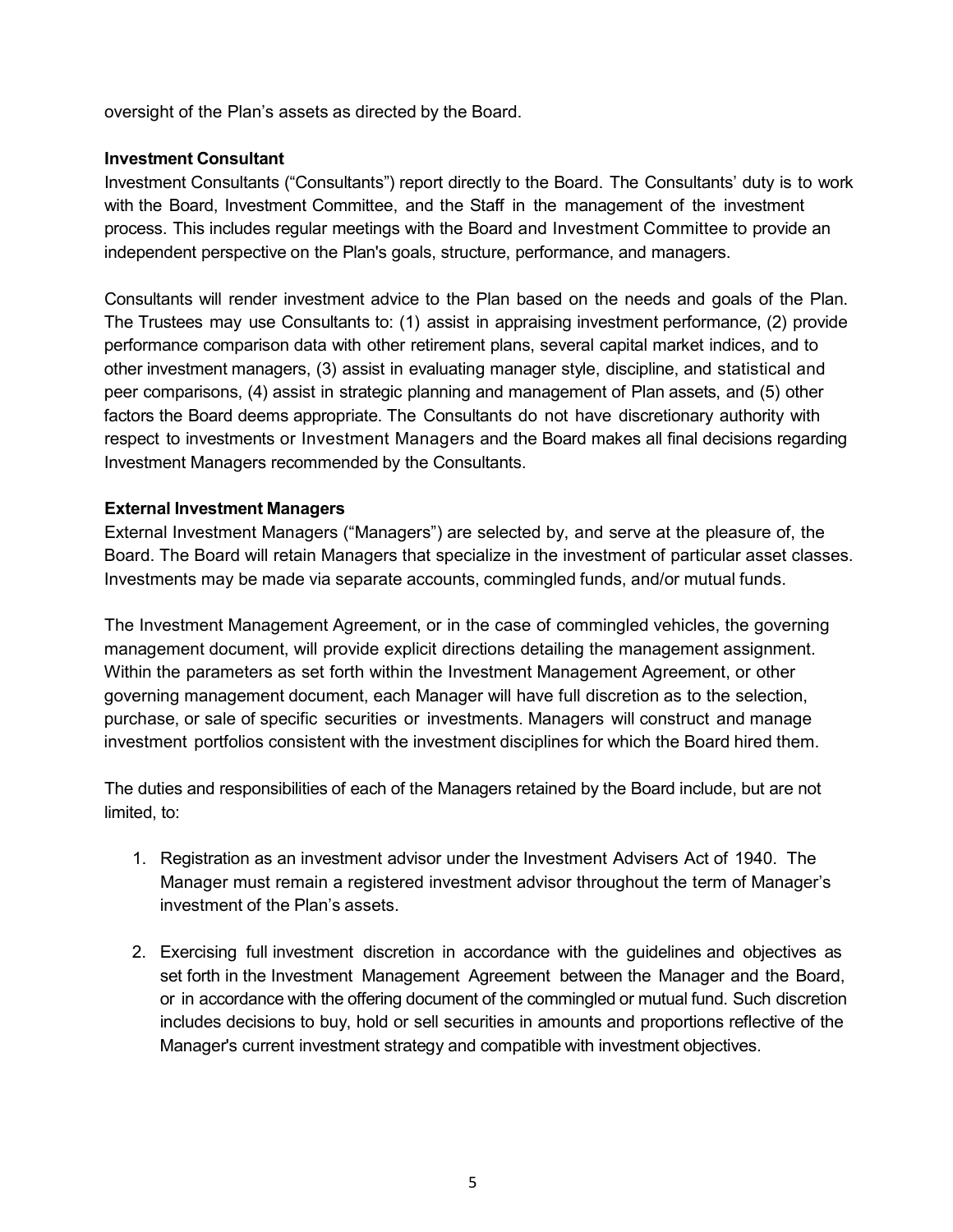oversight of the Plan's assets as directed by the Board.

**Investment Consultant**

Investment Consultants ("Consultants") report directly to the Board. The Consultants' duty is to work with the Board, Investment Committee, and the Staff in the management of the investment process. This includes regular meetings with the Board and Investment Committee to provide an independent perspective on the Plan's goals, structure, performance, and managers.

Consultants will render investment advice to the Plan based on the needs and goals of the Plan. The Trustees may use Consultants to: (1) assist in appraising investment performance, (2) provide performance comparison data with other retirement plans, several capital market indices, and to other investment managers, (3) assist in evaluating manager style, discipline, and statistical and peer comparisons, (4) assist in strategic planning and management of Plan assets, and (5) other factors the Board deems appropriate. The Consultants do not have discretionary authority with respect to investments or Investment Managers and the Board makes all final decisions regarding Investment Managers recommended by the Consultants.

**External Investment Managers**

External Investment Managers ("Managers") are selected by, and serve at the pleasure of, the Board. The Board will retain Managers that specialize in the investment of particular asset classes. Investments may be made via separate accounts, commingled funds, and/or mutual funds.

The Investment Management Agreement, or in the case of commingled vehicles, the governing management document, will provide explicit directions detailing the management assignment. Within the parameters as set forth within the Investment Management Agreement, or other governing management document, each Manager will have full discretion as to the selection, purchase, or sale of specific securities or investments. Managers will construct and manage investment portfolios consistent with the investment disciplines for which the Board hired them.

The duties and responsibilities of each of the Managers retained by the Board include, but are not limited, to:

1. Registration as an investment advisor under the Investment Advisers Act of 1940. The Manager must remain a registered investment advisor throughout the term of Manager's investment of the Plan's assets.

2. Exercising full investment discretion in accordance with the guidelines and objectives as set forth in the Investment Management Agreement between the Manager and the Board, or in accordance with the offering document of the commingled or mutual fund. Such discretion includes decisions to buy, hold or sell securities in amounts and proportions reflective of the Manager's current investment strategy and compatible with investment objectives.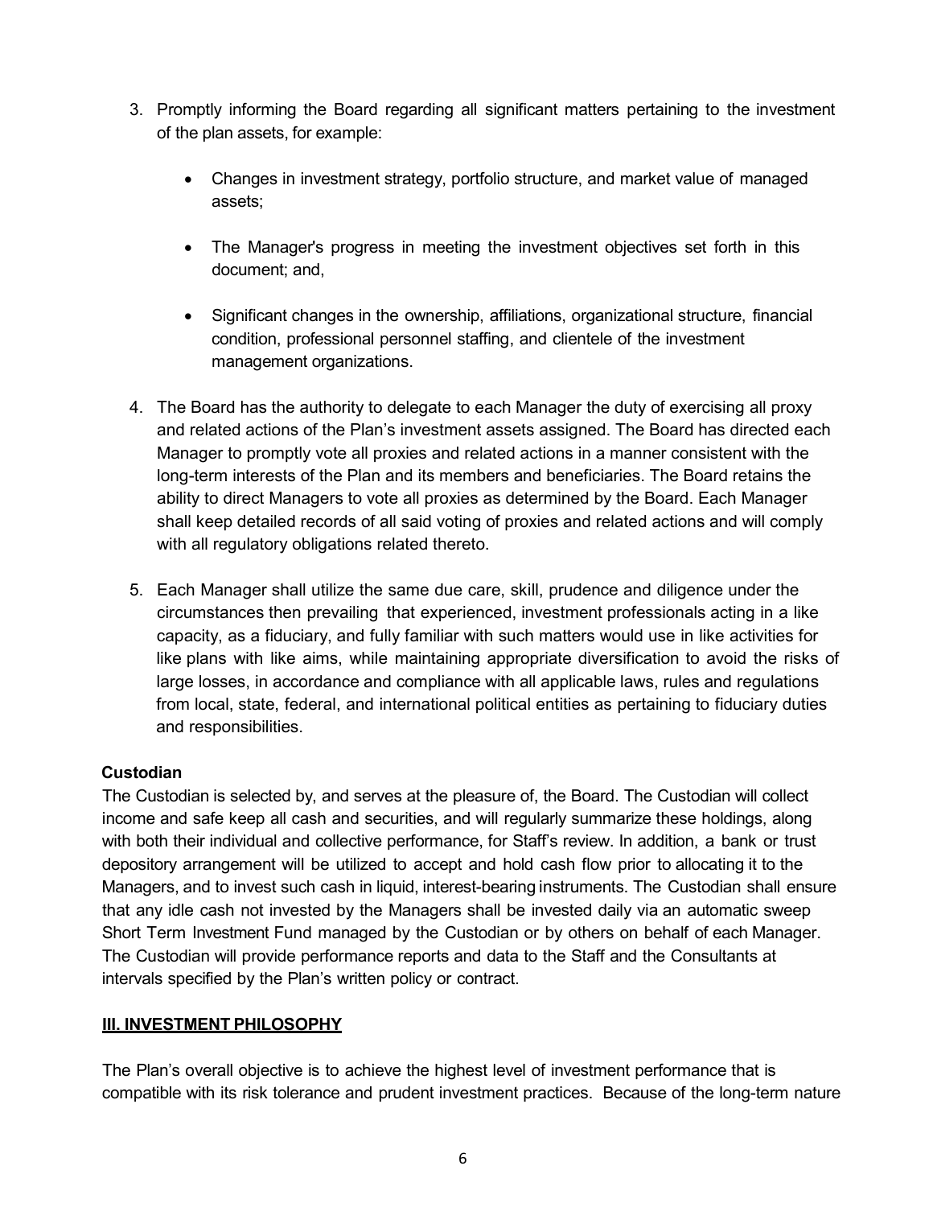3. Promptly informing the Board regarding all significant matters pertaining to the investment of the plan assets, for example:

    - Changes in investment strategy, portfolio structure, and market value of managed assets;

    - The Manager's progress in meeting the investment objectives set forth in this document; and,

    - Significant changes in the ownership, affiliations, organizational structure, financial condition, professional personnel staffing, and clientele of the investment management organizations.

4. The Board has the authority to delegate to each Manager the duty of exercising all proxy and related actions of the Plan's investment assets assigned. The Board has directed each Manager to promptly vote all proxies and related actions in a manner consistent with the long-term interests of the Plan and its members and beneficiaries. The Board retains the ability to direct Managers to vote all proxies as determined by the Board. Each Manager shall keep detailed records of all said voting of proxies and related actions and will comply with all regulatory obligations related thereto.

5. Each Manager shall utilize the same due care, skill, prudence and diligence under the circumstances then prevailing that experienced, investment professionals acting in a like capacity, as a fiduciary, and fully familiar with such matters would use in like activities for like plans with like aims, while maintaining appropriate diversification to avoid the risks of large losses, in accordance and compliance with all applicable laws, rules and regulations from local, state, federal, and international political entities as pertaining to fiduciary duties and responsibilities.

**Custodian**

The Custodian is selected by, and serves at the pleasure of, the Board. The Custodian will collect income and safe keep all cash and securities, and will regularly summarize these holdings, along with both their individual and collective performance, for Staff's review. In addition, a bank or trust depository arrangement will be utilized to accept and hold cash flow prior to allocating it to the Managers, and to invest such cash in liquid, interest-bearing instruments. The Custodian shall ensure that any idle cash not invested by the Managers shall be invested daily via an automatic sweep Short Term Investment Fund managed by the Custodian or by others on behalf of each Manager. The Custodian will provide performance reports and data to the Staff and the Consultants at intervals specified by the Plan's written policy or contract.

## III. INVESTMENT PHILOSOPHY

The Plan's overall objective is to achieve the highest level of investment performance that is compatible with its risk tolerance and prudent investment practices. Because of the long-term nature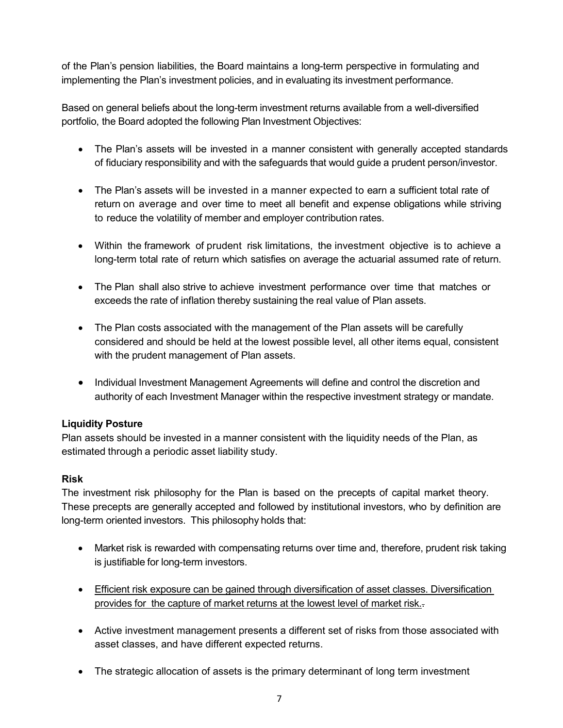of the Plan's pension liabilities, the Board maintains a long-term perspective in formulating and implementing the Plan's investment policies, and in evaluating its investment performance.

Based on general beliefs about the long-term investment returns available from a well-diversified portfolio, the Board adopted the following Plan Investment Objectives:

- The Plan's assets will be invested in a manner consistent with generally accepted standards of fiduciary responsibility and with the safeguards that would guide a prudent person/investor.

- The Plan's assets will be invested in a manner expected to earn a sufficient total rate of return on average and over time to meet all benefit and expense obligations while striving to reduce the volatility of member and employer contribution rates.

- Within the framework of prudent risk limitations, the investment objective is to achieve a long-term total rate of return which satisfies on average the actuarial assumed rate of return.

- The Plan shall also strive to achieve investment performance over time that matches or exceeds the rate of inflation thereby sustaining the real value of Plan assets.

- The Plan costs associated with the management of the Plan assets will be carefully considered and should be held at the lowest possible level, all other items equal, consistent with the prudent management of Plan assets.

- Individual Investment Management Agreements will define and control the discretion and authority of each Investment Manager within the respective investment strategy or mandate.

**Liquidity Posture**
Plan assets should be invested in a manner consistent with the liquidity needs of the Plan, as estimated through a periodic asset liability study.

**Risk**
The investment risk philosophy for the Plan is based on the precepts of capital market theory. These precepts are generally accepted and followed by institutional investors, who by definition are long-term oriented investors. This philosophy holds that:

- Market risk is rewarded with compensating returns over time and, therefore, prudent risk taking is justifiable for long-term investors.

- Efficient risk exposure can be gained through diversification of asset classes. Diversification provides for the capture of market returns at the lowest level of market risk.

- Active investment management presents a different set of risks from those associated with asset classes, and have different expected returns.

- The strategic allocation of assets is the primary determinant of long term investment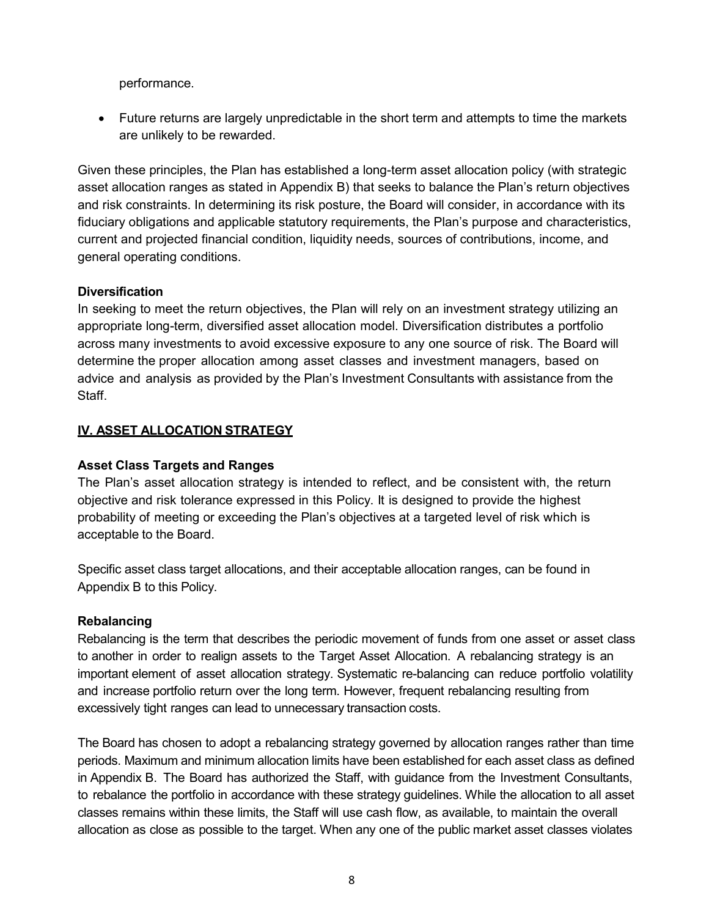performance.

- Future returns are largely unpredictable in the short term and attempts to time the markets are unlikely to be rewarded.

Given these principles, the Plan has established a long-term asset allocation policy (with strategic asset allocation ranges as stated in Appendix B) that seeks to balance the Plan's return objectives and risk constraints. In determining its risk posture, the Board will consider, in accordance with its fiduciary obligations and applicable statutory requirements, the Plan's purpose and characteristics, current and projected financial condition, liquidity needs, sources of contributions, income, and general operating conditions.

**Diversification**
In seeking to meet the return objectives, the Plan will rely on an investment strategy utilizing an appropriate long-term, diversified asset allocation model. Diversification distributes a portfolio across many investments to avoid excessive exposure to any one source of risk. The Board will determine the proper allocation among asset classes and investment managers, based on advice and analysis as provided by the Plan's Investment Consultants with assistance from the Staff.

## IV. ASSET ALLOCATION STRATEGY

**Asset Class Targets and Ranges**
The Plan's asset allocation strategy is intended to reflect, and be consistent with, the return objective and risk tolerance expressed in this Policy. It is designed to provide the highest probability of meeting or exceeding the Plan's objectives at a targeted level of risk which is acceptable to the Board.

Specific asset class target allocations, and their acceptable allocation ranges, can be found in Appendix B to this Policy.

**Rebalancing**
Rebalancing is the term that describes the periodic movement of funds from one asset or asset class to another in order to realign assets to the Target Asset Allocation. A rebalancing strategy is an important element of asset allocation strategy. Systematic re-balancing can reduce portfolio volatility and increase portfolio return over the long term. However, frequent rebalancing resulting from excessively tight ranges can lead to unnecessary transaction costs.

The Board has chosen to adopt a rebalancing strategy governed by allocation ranges rather than time periods. Maximum and minimum allocation limits have been established for each asset class as defined in Appendix B. The Board has authorized the Staff, with guidance from the Investment Consultants, to rebalance the portfolio in accordance with these strategy guidelines. While the allocation to all asset classes remains within these limits, the Staff will use cash flow, as available, to maintain the overall allocation as close as possible to the target. When any one of the public market asset classes violates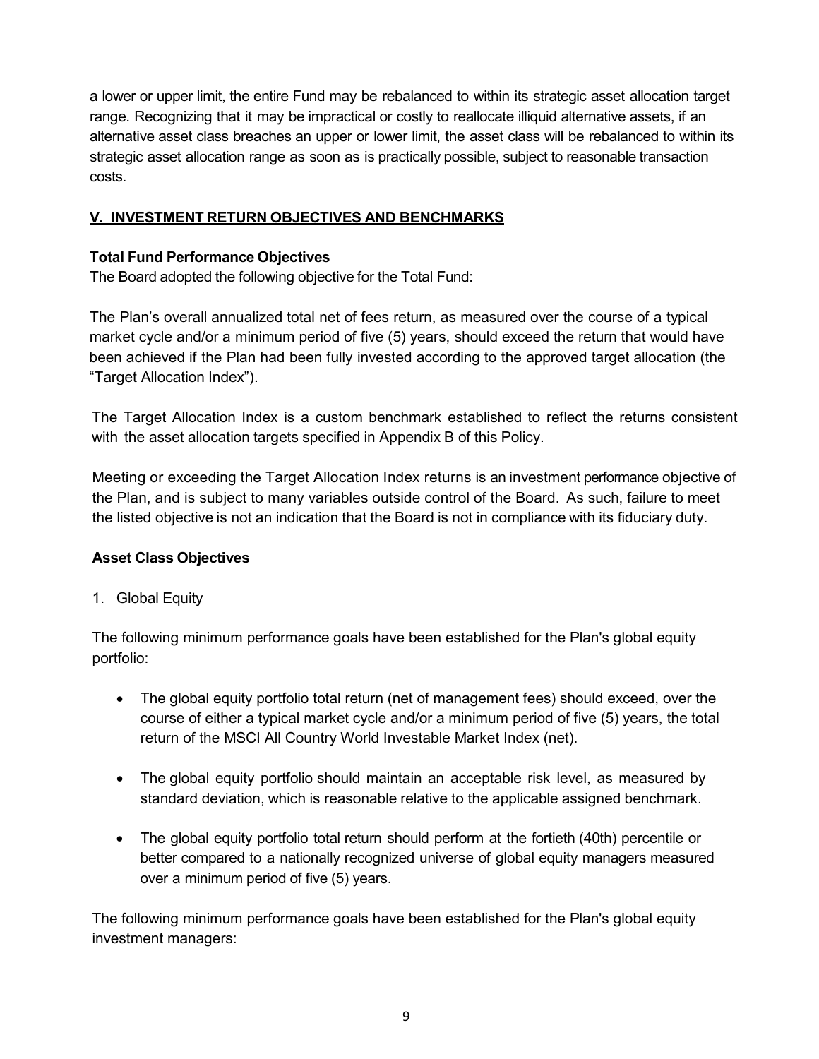a lower or upper limit, the entire Fund may be rebalanced to within its strategic asset allocation target range. Recognizing that it may be impractical or costly to reallocate illiquid alternative assets, if an alternative asset class breaches an upper or lower limit, the asset class will be rebalanced to within its strategic asset allocation range as soon as is practically possible, subject to reasonable transaction costs.

## V. INVESTMENT RETURN OBJECTIVES AND BENCHMARKS

**Total Fund Performance Objectives**

The Board adopted the following objective for the Total Fund:

The Plan's overall annualized total net of fees return, as measured over the course of a typical market cycle and/or a minimum period of five (5) years, should exceed the return that would have been achieved if the Plan had been fully invested according to the approved target allocation (the "Target Allocation Index").

The Target Allocation Index is a custom benchmark established to reflect the returns consistent with the asset allocation targets specified in Appendix B of this Policy.

Meeting or exceeding the Target Allocation Index returns is an investment performance objective of the Plan, and is subject to many variables outside control of the Board. As such, failure to meet the listed objective is not an indication that the Board is not in compliance with its fiduciary duty.

**Asset Class Objectives**

1. Global Equity

The following minimum performance goals have been established for the Plan's global equity portfolio:

- The global equity portfolio total return (net of management fees) should exceed, over the course of either a typical market cycle and/or a minimum period of five (5) years, the total return of the MSCI All Country World Investable Market Index (net).
- The global equity portfolio should maintain an acceptable risk level, as measured by standard deviation, which is reasonable relative to the applicable assigned benchmark.
- The global equity portfolio total return should perform at the fortieth (40th) percentile or better compared to a nationally recognized universe of global equity managers measured over a minimum period of five (5) years.

The following minimum performance goals have been established for the Plan's global equity investment managers: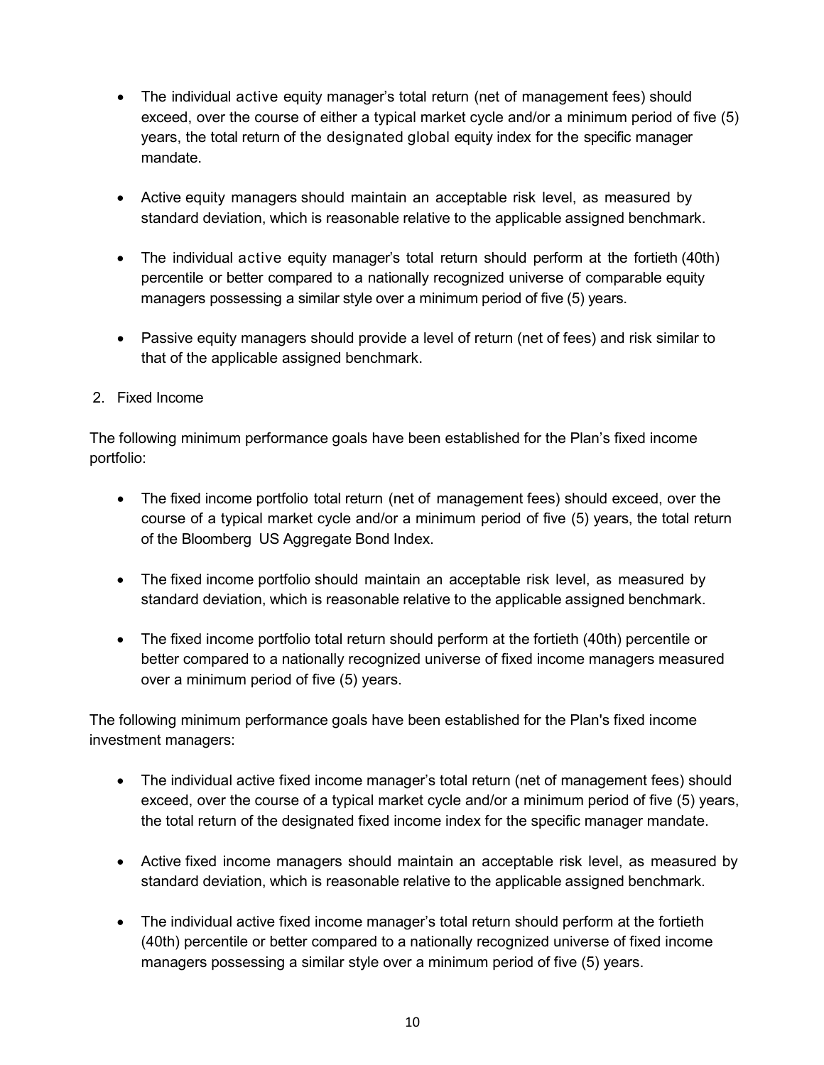- The individual active equity manager's total return (net of management fees) should exceed, over the course of either a typical market cycle and/or a minimum period of five (5) years, the total return of the designated global equity index for the specific manager mandate.

- Active equity managers should maintain an acceptable risk level, as measured by standard deviation, which is reasonable relative to the applicable assigned benchmark.

- The individual active equity manager's total return should perform at the fortieth (40th) percentile or better compared to a nationally recognized universe of comparable equity managers possessing a similar style over a minimum period of five (5) years.

- Passive equity managers should provide a level of return (net of fees) and risk similar to that of the applicable assigned benchmark.

2. Fixed Income

The following minimum performance goals have been established for the Plan's fixed income portfolio:

- The fixed income portfolio total return (net of management fees) should exceed, over the course of a typical market cycle and/or a minimum period of five (5) years, the total return of the Bloomberg US Aggregate Bond Index.

- The fixed income portfolio should maintain an acceptable risk level, as measured by standard deviation, which is reasonable relative to the applicable assigned benchmark.

- The fixed income portfolio total return should perform at the fortieth (40th) percentile or better compared to a nationally recognized universe of fixed income managers measured over a minimum period of five (5) years.

The following minimum performance goals have been established for the Plan's fixed income investment managers:

- The individual active fixed income manager's total return (net of management fees) should exceed, over the course of a typical market cycle and/or a minimum period of five (5) years, the total return of the designated fixed income index for the specific manager mandate.

- Active fixed income managers should maintain an acceptable risk level, as measured by standard deviation, which is reasonable relative to the applicable assigned benchmark.

- The individual active fixed income manager's total return should perform at the fortieth (40th) percentile or better compared to a nationally recognized universe of fixed income managers possessing a similar style over a minimum period of five (5) years.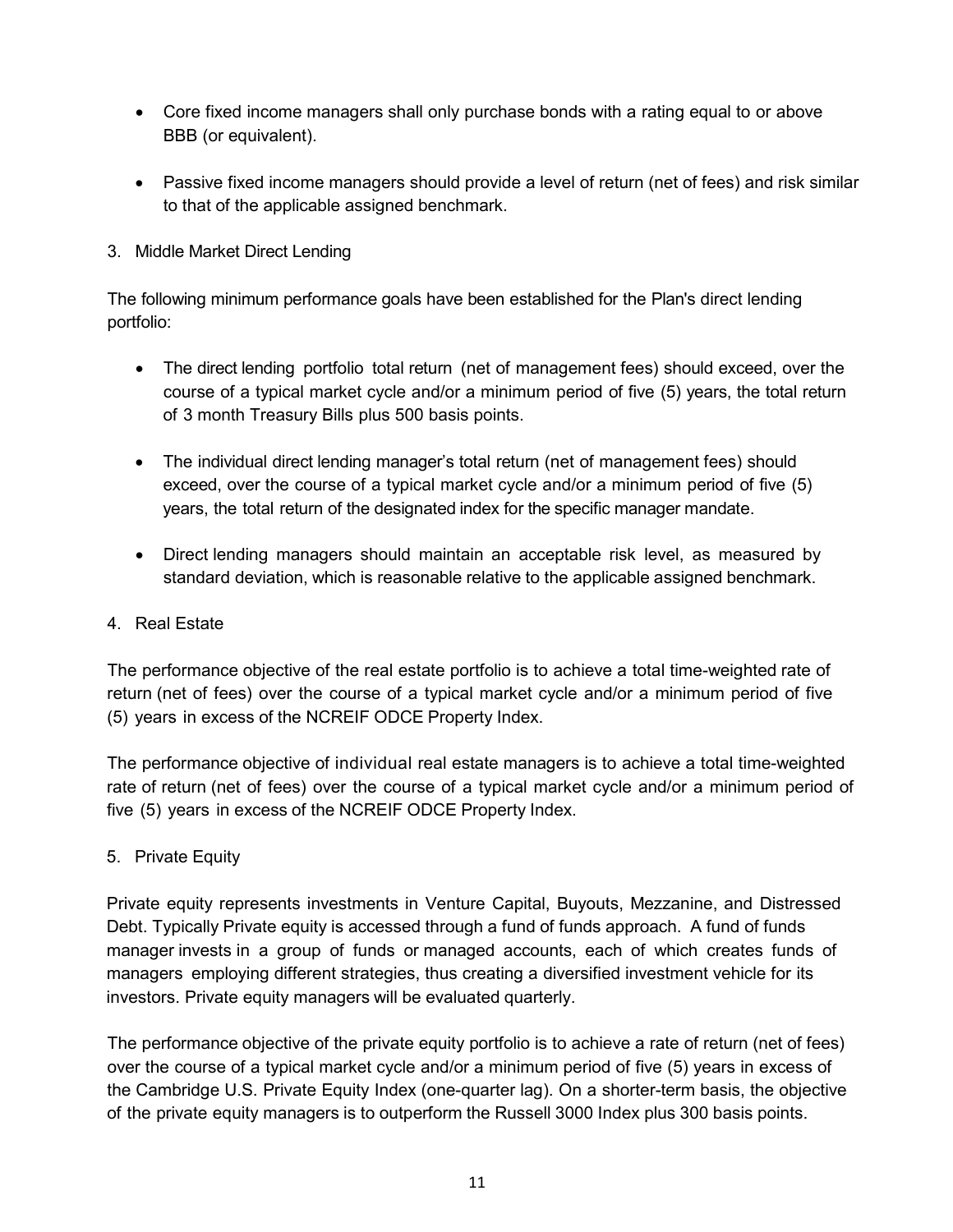- Core fixed income managers shall only purchase bonds with a rating equal to or above BBB (or equivalent).

- Passive fixed income managers should provide a level of return (net of fees) and risk similar to that of the applicable assigned benchmark.

3. Middle Market Direct Lending

The following minimum performance goals have been established for the Plan's direct lending portfolio:

- The direct lending portfolio total return (net of management fees) should exceed, over the course of a typical market cycle and/or a minimum period of five (5) years, the total return of 3 month Treasury Bills plus 500 basis points.

- The individual direct lending manager's total return (net of management fees) should exceed, over the course of a typical market cycle and/or a minimum period of five (5) years, the total return of the designated index for the specific manager mandate.

- Direct lending managers should maintain an acceptable risk level, as measured by standard deviation, which is reasonable relative to the applicable assigned benchmark.

4. Real Estate

The performance objective of the real estate portfolio is to achieve a total time-weighted rate of return (net of fees) over the course of a typical market cycle and/or a minimum period of five (5) years in excess of the NCREIF ODCE Property Index.

The performance objective of individual real estate managers is to achieve a total time-weighted rate of return (net of fees) over the course of a typical market cycle and/or a minimum period of five (5) years in excess of the NCREIF ODCE Property Index.

5. Private Equity

Private equity represents investments in Venture Capital, Buyouts, Mezzanine, and Distressed Debt. Typically Private equity is accessed through a fund of funds approach. A fund of funds manager invests in a group of funds or managed accounts, each of which creates funds of managers employing different strategies, thus creating a diversified investment vehicle for its investors. Private equity managers will be evaluated quarterly.

The performance objective of the private equity portfolio is to achieve a rate of return (net of fees) over the course of a typical market cycle and/or a minimum period of five (5) years in excess of the Cambridge U.S. Private Equity Index (one-quarter lag). On a shorter-term basis, the objective of the private equity managers is to outperform the Russell 3000 Index plus 300 basis points.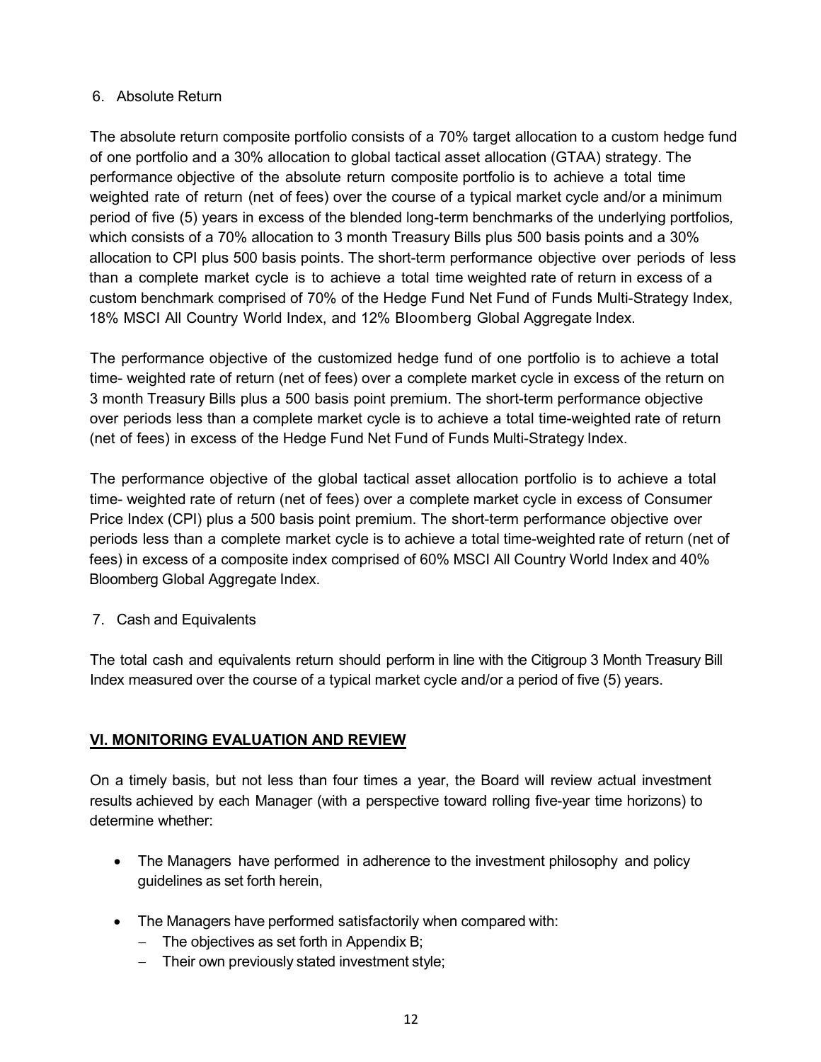6. Absolute Return

The absolute return composite portfolio consists of a 70% target allocation to a custom hedge fund of one portfolio and a 30% allocation to global tactical asset allocation (GTAA) strategy. The performance objective of the absolute return composite portfolio is to achieve a total time weighted rate of return (net of fees) over the course of a typical market cycle and/or a minimum period of five (5) years in excess of the blended long-term benchmarks of the underlying portfolios, which consists of a 70% allocation to 3 month Treasury Bills plus 500 basis points and a 30% allocation to CPI plus 500 basis points. The short-term performance objective over periods of less than a complete market cycle is to achieve a total time weighted rate of return in excess of a custom benchmark comprised of 70% of the Hedge Fund Net Fund of Funds Multi-Strategy Index, 18% MSCI All Country World Index, and 12% Bloomberg Global Aggregate Index.

The performance objective of the customized hedge fund of one portfolio is to achieve a total time- weighted rate of return (net of fees) over a complete market cycle in excess of the return on 3 month Treasury Bills plus a 500 basis point premium. The short-term performance objective over periods less than a complete market cycle is to achieve a total time-weighted rate of return (net of fees) in excess of the Hedge Fund Net Fund of Funds Multi-Strategy Index.

The performance objective of the global tactical asset allocation portfolio is to achieve a total time- weighted rate of return (net of fees) over a complete market cycle in excess of Consumer Price Index (CPI) plus a 500 basis point premium. The short-term performance objective over periods less than a complete market cycle is to achieve a total time-weighted rate of return (net of fees) in excess of a composite index comprised of 60% MSCI All Country World Index and 40% Bloomberg Global Aggregate Index.

7. Cash and Equivalents

The total cash and equivalents return should perform in line with the Citigroup 3 Month Treasury Bill Index measured over the course of a typical market cycle and/or a period of five (5) years.

## VI. MONITORING EVALUATION AND REVIEW

On a timely basis, but not less than four times a year, the Board will review actual investment results achieved by each Manager (with a perspective toward rolling five-year time horizons) to determine whether:

- The Managers have performed in adherence to the investment philosophy and policy guidelines as set forth herein,
- The Managers have performed satisfactorily when compared with:
  - The objectives as set forth in Appendix B;
  - Their own previously stated investment style;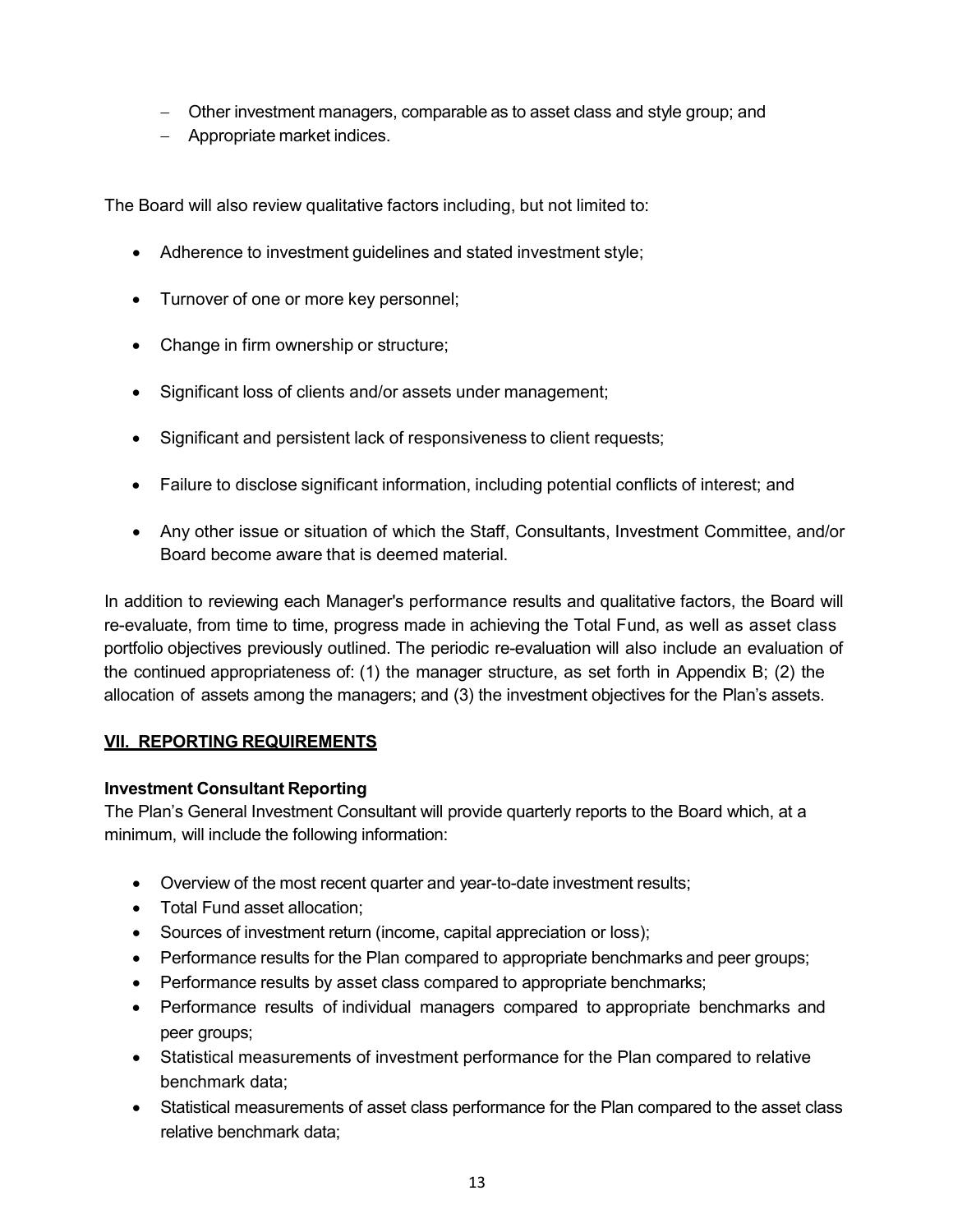- Other investment managers, comparable as to asset class and style group; and
- Appropriate market indices.

The Board will also review qualitative factors including, but not limited to:

- Adherence to investment guidelines and stated investment style;
- Turnover of one or more key personnel;
- Change in firm ownership or structure;
- Significant loss of clients and/or assets under management;
- Significant and persistent lack of responsiveness to client requests;
- Failure to disclose significant information, including potential conflicts of interest; and
- Any other issue or situation of which the Staff, Consultants, Investment Committee, and/or Board become aware that is deemed material.

In addition to reviewing each Manager's performance results and qualitative factors, the Board will re-evaluate, from time to time, progress made in achieving the Total Fund, as well as asset class portfolio objectives previously outlined. The periodic re-evaluation will also include an evaluation of the continued appropriateness of: (1) the manager structure, as set forth in Appendix B; (2) the allocation of assets among the managers; and (3) the investment objectives for the Plan's assets.

## VII. REPORTING REQUIREMENTS

**Investment Consultant Reporting**

The Plan's General Investment Consultant will provide quarterly reports to the Board which, at a minimum, will include the following information:

- Overview of the most recent quarter and year-to-date investment results;
- Total Fund asset allocation;
- Sources of investment return (income, capital appreciation or loss);
- Performance results for the Plan compared to appropriate benchmarks and peer groups;
- Performance results by asset class compared to appropriate benchmarks;
- Performance results of individual managers compared to appropriate benchmarks and peer groups;
- Statistical measurements of investment performance for the Plan compared to relative benchmark data;
- Statistical measurements of asset class performance for the Plan compared to the asset class relative benchmark data;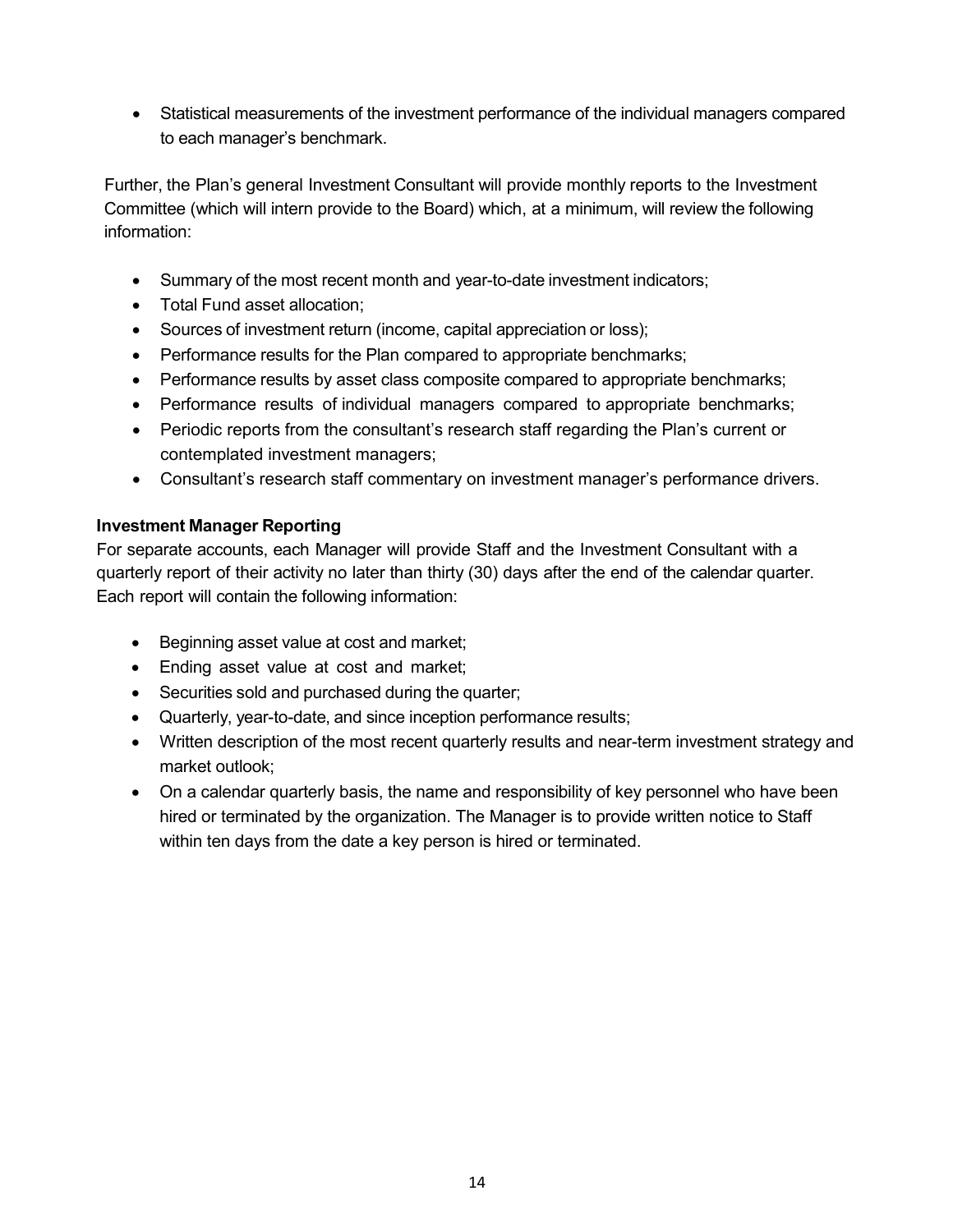- Statistical measurements of the investment performance of the individual managers compared to each manager's benchmark.

Further, the Plan's general Investment Consultant will provide monthly reports to the Investment Committee (which will intern provide to the Board) which, at a minimum, will review the following information:

- Summary of the most recent month and year-to-date investment indicators;
- Total Fund asset allocation;
- Sources of investment return (income, capital appreciation or loss);
- Performance results for the Plan compared to appropriate benchmarks;
- Performance results by asset class composite compared to appropriate benchmarks;
- Performance results of individual managers compared to appropriate benchmarks;
- Periodic reports from the consultant's research staff regarding the Plan's current or contemplated investment managers;
- Consultant's research staff commentary on investment manager's performance drivers.

**Investment Manager Reporting**

For separate accounts, each Manager will provide Staff and the Investment Consultant with a quarterly report of their activity no later than thirty (30) days after the end of the calendar quarter. Each report will contain the following information:

- Beginning asset value at cost and market;
- Ending asset value at cost and market;
- Securities sold and purchased during the quarter;
- Quarterly, year-to-date, and since inception performance results;
- Written description of the most recent quarterly results and near-term investment strategy and market outlook;
- On a calendar quarterly basis, the name and responsibility of key personnel who have been hired or terminated by the organization. The Manager is to provide written notice to Staff within ten days from the date a key person is hired or terminated.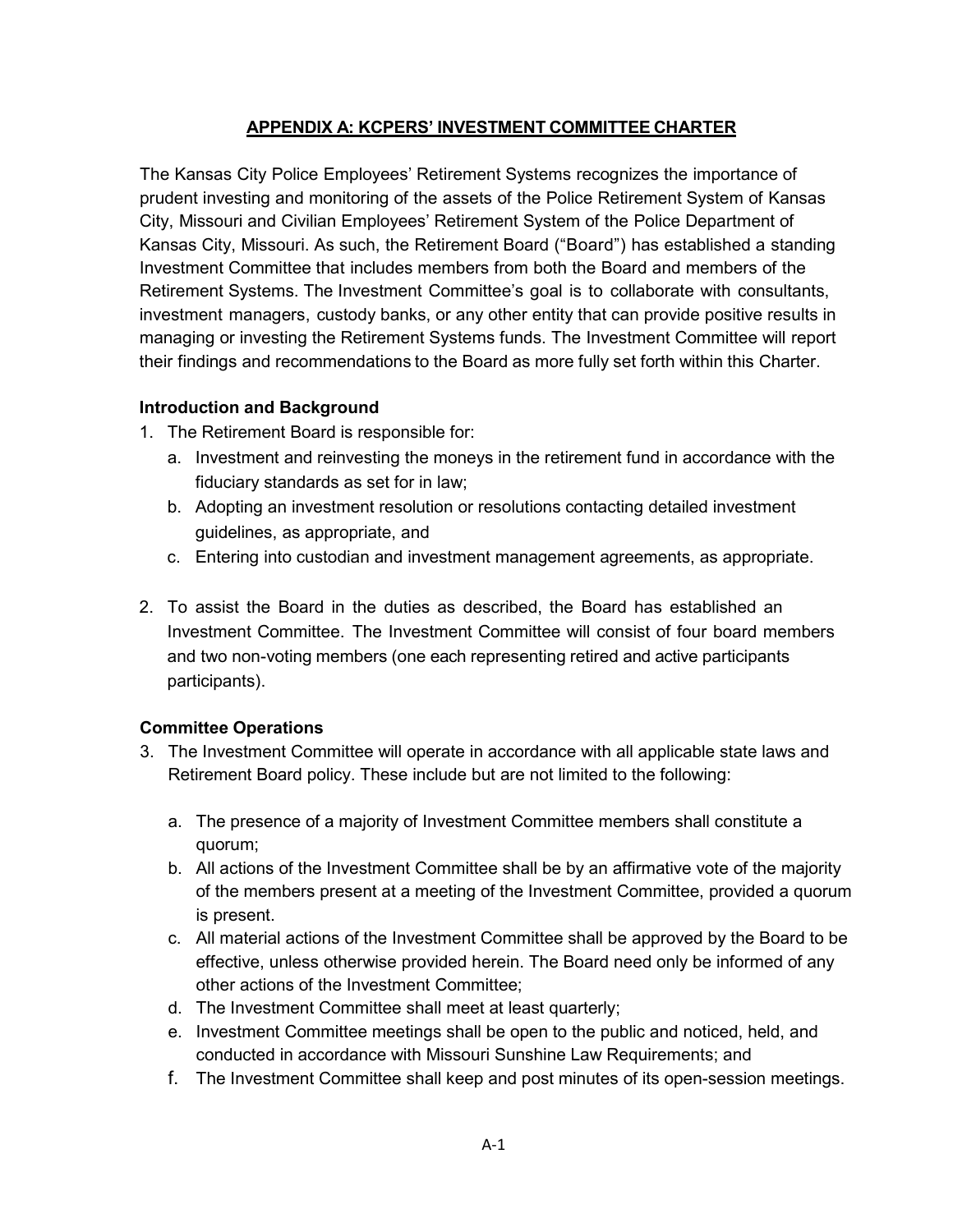## APPENDIX A: KCPERS' INVESTMENT COMMITTEE CHARTER

The Kansas City Police Employees' Retirement Systems recognizes the importance of prudent investing and monitoring of the assets of the Police Retirement System of Kansas City, Missouri and Civilian Employees' Retirement System of the Police Department of Kansas City, Missouri. As such, the Retirement Board ("Board") has established a standing Investment Committee that includes members from both the Board and members of the Retirement Systems. The Investment Committee's goal is to collaborate with consultants, investment managers, custody banks, or any other entity that can provide positive results in managing or investing the Retirement Systems funds. The Investment Committee will report their findings and recommendations to the Board as more fully set forth within this Charter.

### Introduction and Background

1. The Retirement Board is responsible for:
   a. Investment and reinvesting the moneys in the retirement fund in accordance with the fiduciary standards as set for in law;
   b. Adopting an investment resolution or resolutions contacting detailed investment guidelines, as appropriate, and
   c. Entering into custodian and investment management agreements, as appropriate.

2. To assist the Board in the duties as described, the Board has established an Investment Committee. The Investment Committee will consist of four board members and two non-voting members (one each representing retired and active participants participants).

### Committee Operations

3. The Investment Committee will operate in accordance with all applicable state laws and Retirement Board policy. These include but are not limited to the following:

   a. The presence of a majority of Investment Committee members shall constitute a quorum;
   b. All actions of the Investment Committee shall be by an affirmative vote of the majority of the members present at a meeting of the Investment Committee, provided a quorum is present.
   c. All material actions of the Investment Committee shall be approved by the Board to be effective, unless otherwise provided herein. The Board need only be informed of any other actions of the Investment Committee;
   d. The Investment Committee shall meet at least quarterly;
   e. Investment Committee meetings shall be open to the public and noticed, held, and conducted in accordance with Missouri Sunshine Law Requirements; and
   f. The Investment Committee shall keep and post minutes of its open-session meetings.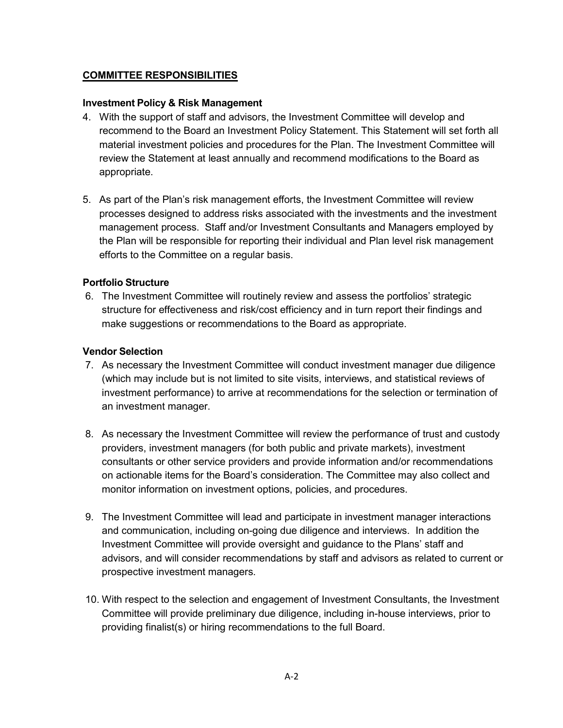## COMMITTEE RESPONSIBILITIES

### Investment Policy & Risk Management

4. With the support of staff and advisors, the Investment Committee will develop and recommend to the Board an Investment Policy Statement. This Statement will set forth all material investment policies and procedures for the Plan. The Investment Committee will review the Statement at least annually and recommend modifications to the Board as appropriate.

5. As part of the Plan's risk management efforts, the Investment Committee will review processes designed to address risks associated with the investments and the investment management process. Staff and/or Investment Consultants and Managers employed by the Plan will be responsible for reporting their individual and Plan level risk management efforts to the Committee on a regular basis.

### Portfolio Structure

6. The Investment Committee will routinely review and assess the portfolios' strategic structure for effectiveness and risk/cost efficiency and in turn report their findings and make suggestions or recommendations to the Board as appropriate.

### Vendor Selection

7. As necessary the Investment Committee will conduct investment manager due diligence (which may include but is not limited to site visits, interviews, and statistical reviews of investment performance) to arrive at recommendations for the selection or termination of an investment manager.

8. As necessary the Investment Committee will review the performance of trust and custody providers, investment managers (for both public and private markets), investment consultants or other service providers and provide information and/or recommendations on actionable items for the Board's consideration. The Committee may also collect and monitor information on investment options, policies, and procedures.

9. The Investment Committee will lead and participate in investment manager interactions and communication, including on-going due diligence and interviews. In addition the Investment Committee will provide oversight and guidance to the Plans' staff and advisors, and will consider recommendations by staff and advisors as related to current or prospective investment managers.

10. With respect to the selection and engagement of Investment Consultants, the Investment Committee will provide preliminary due diligence, including in-house interviews, prior to providing finalist(s) or hiring recommendations to the full Board.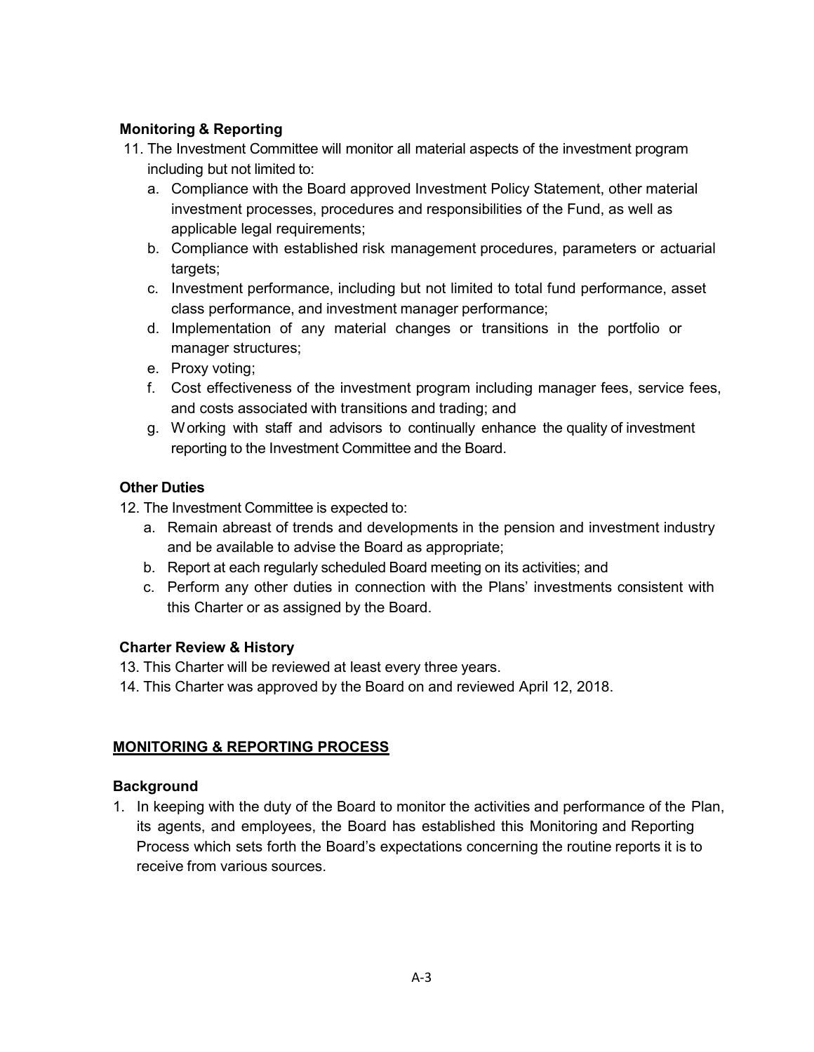### Monitoring & Reporting

11. The Investment Committee will monitor all material aspects of the investment program including but not limited to:
    a. Compliance with the Board approved Investment Policy Statement, other material investment processes, procedures and responsibilities of the Fund, as well as applicable legal requirements;
    b. Compliance with established risk management procedures, parameters or actuarial targets;
    c. Investment performance, including but not limited to total fund performance, asset class performance, and investment manager performance;
    d. Implementation of any material changes or transitions in the portfolio or manager structures;
    e. Proxy voting;
    f. Cost effectiveness of the investment program including manager fees, service fees, and costs associated with transitions and trading; and
    g. Working with staff and advisors to continually enhance the quality of investment reporting to the Investment Committee and the Board.

### Other Duties

12. The Investment Committee is expected to:
    a. Remain abreast of trends and developments in the pension and investment industry and be available to advise the Board as appropriate;
    b. Report at each regularly scheduled Board meeting on its activities; and
    c. Perform any other duties in connection with the Plans' investments consistent with this Charter or as assigned by the Board.

### Charter Review & History

13. This Charter will be reviewed at least every three years.
14. This Charter was approved by the Board on and reviewed April 12, 2018.

## MONITORING & REPORTING PROCESS

### Background

1. In keeping with the duty of the Board to monitor the activities and performance of the Plan, its agents, and employees, the Board has established this Monitoring and Reporting Process which sets forth the Board's expectations concerning the routine reports it is to receive from various sources.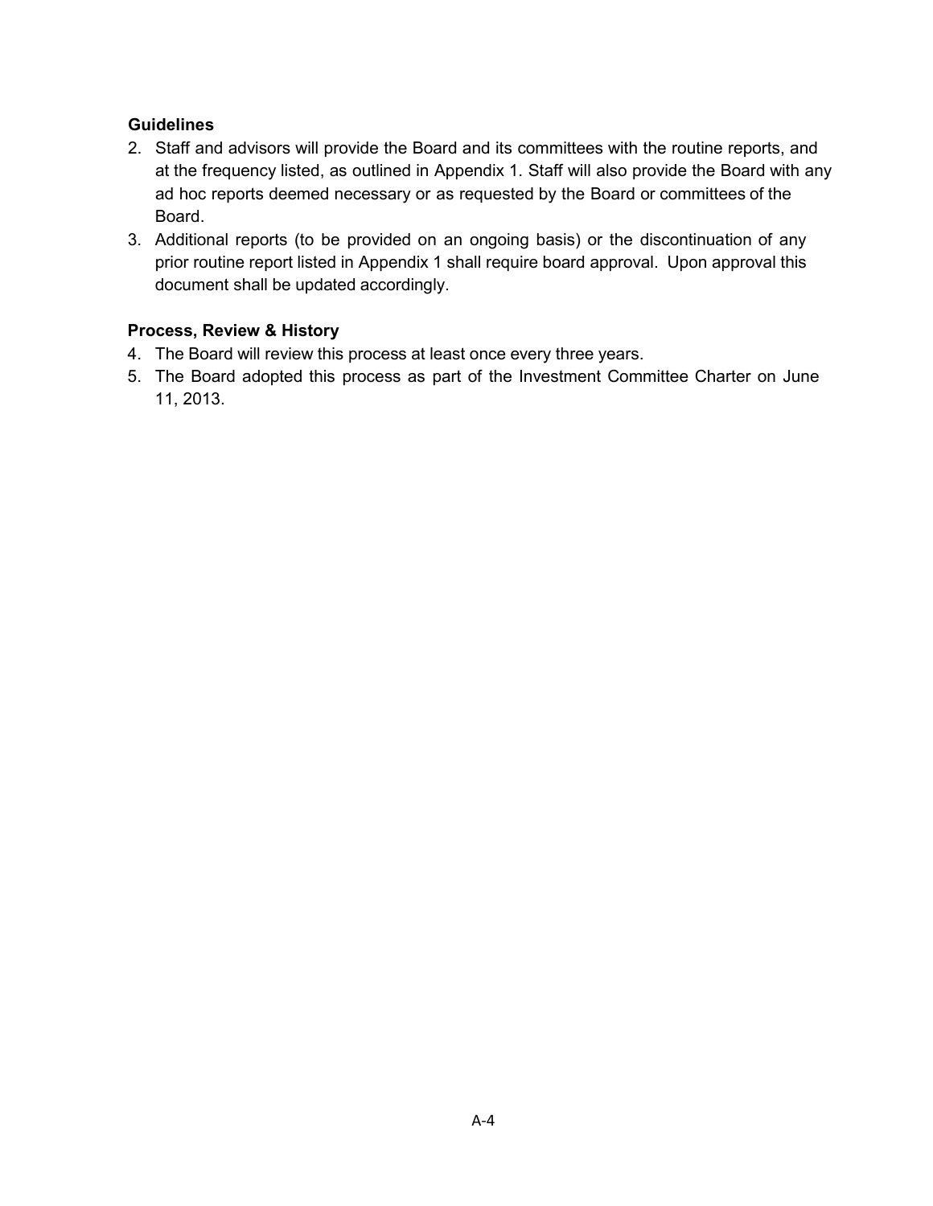**Guidelines**

2. Staff and advisors will provide the Board and its committees with the routine reports, and at the frequency listed, as outlined in Appendix 1. Staff will also provide the Board with any ad hoc reports deemed necessary or as requested by the Board or committees of the Board.
3. Additional reports (to be provided on an ongoing basis) or the discontinuation of any prior routine report listed in Appendix 1 shall require board approval. Upon approval this document shall be updated accordingly.

**Process, Review & History**

4. The Board will review this process at least once every three years.
5. The Board adopted this process as part of the Investment Committee Charter on June 11, 2013.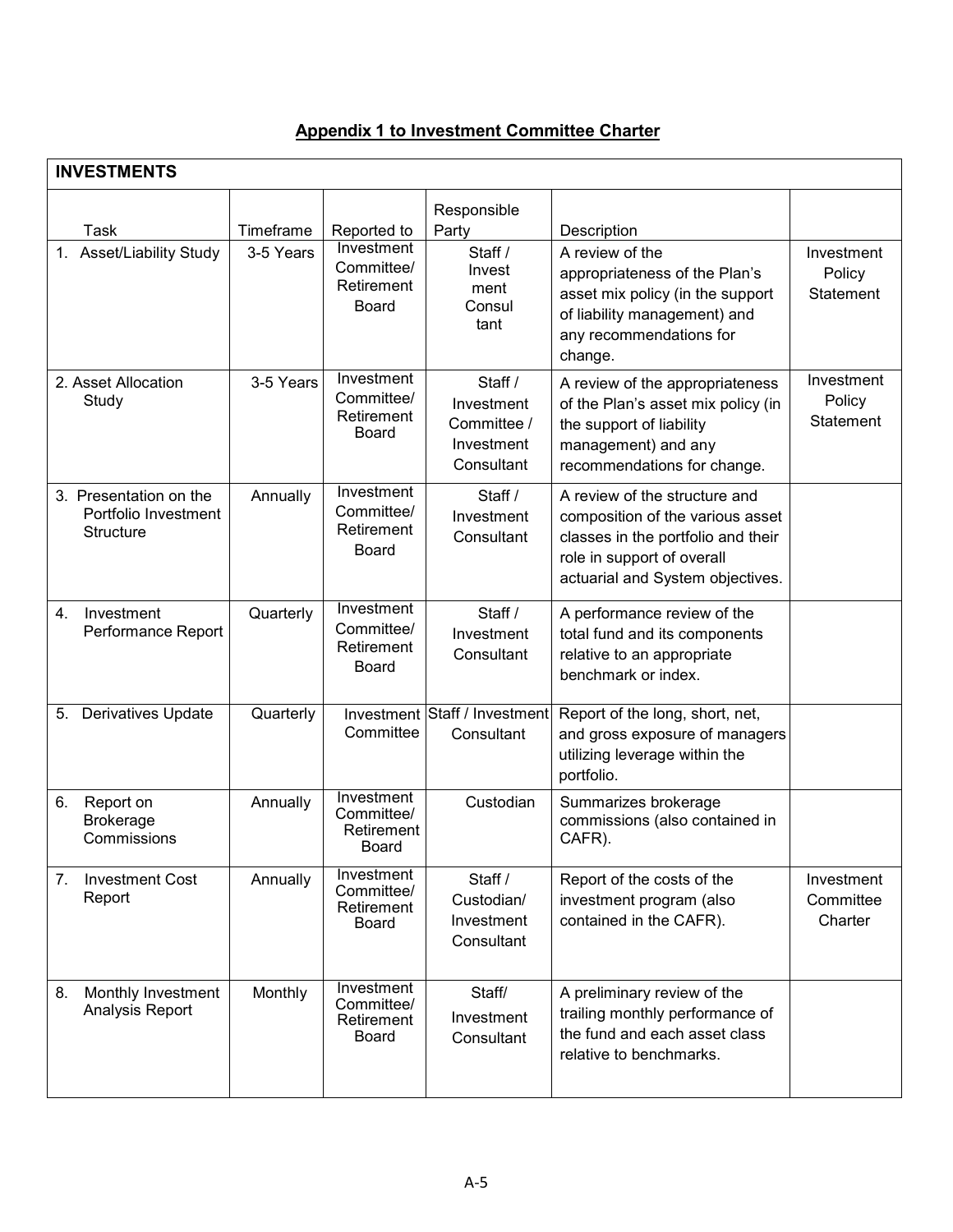## Appendix 1 to Investment Committee Charter

| INVESTMENTS | | | | | |
|---|---|---|---|---|---|
| Task | Timeframe | Reported to | Responsible Party | Description | |
| 1. Asset/Liability Study | 3-5 Years | Investment Committee/ Retirement Board | Staff / Investment Consultant | A review of the appropriateness of the Plan's asset mix policy (in the support of liability management) and any recommendations for change. | Investment Policy Statement |
| 2. Asset Allocation Study | 3-5 Years | Investment Committee/ Retirement Board | Staff / Investment Committee / Investment Consultant | A review of the appropriateness of the Plan's asset mix policy (in the support of liability management) and any recommendations for change. | Investment Policy Statement |
| 3. Presentation on the Portfolio Investment Structure | Annually | Investment Committee/ Retirement Board | Staff / Investment Consultant | A review of the structure and composition of the various asset classes in the portfolio and their role in support of overall actuarial and System objectives. | |
| 4. Investment Performance Report | Quarterly | Investment Committee/ Retirement Board | Staff / Investment Consultant | A performance review of the total fund and its components relative to an appropriate benchmark or index. | |
| 5. Derivatives Update | Quarterly | Investment Committee | Staff / Investment Consultant | Report of the long, short, net, and gross exposure of managers utilizing leverage within the portfolio. | |
| 6. Report on Brokerage Commissions | Annually | Investment Committee/ Retirement Board | Custodian | Summarizes brokerage commissions (also contained in CAFR). | |
| 7. Investment Cost Report | Annually | Investment Committee/ Retirement Board | Staff / Custodian/ Investment Consultant | Report of the costs of the investment program (also contained in the CAFR). | Investment Committee Charter |
| 8. Monthly Investment Analysis Report | Monthly | Investment Committee/ Retirement Board | Staff/ Investment Consultant | A preliminary review of the trailing monthly performance of the fund and each asset class relative to benchmarks. | |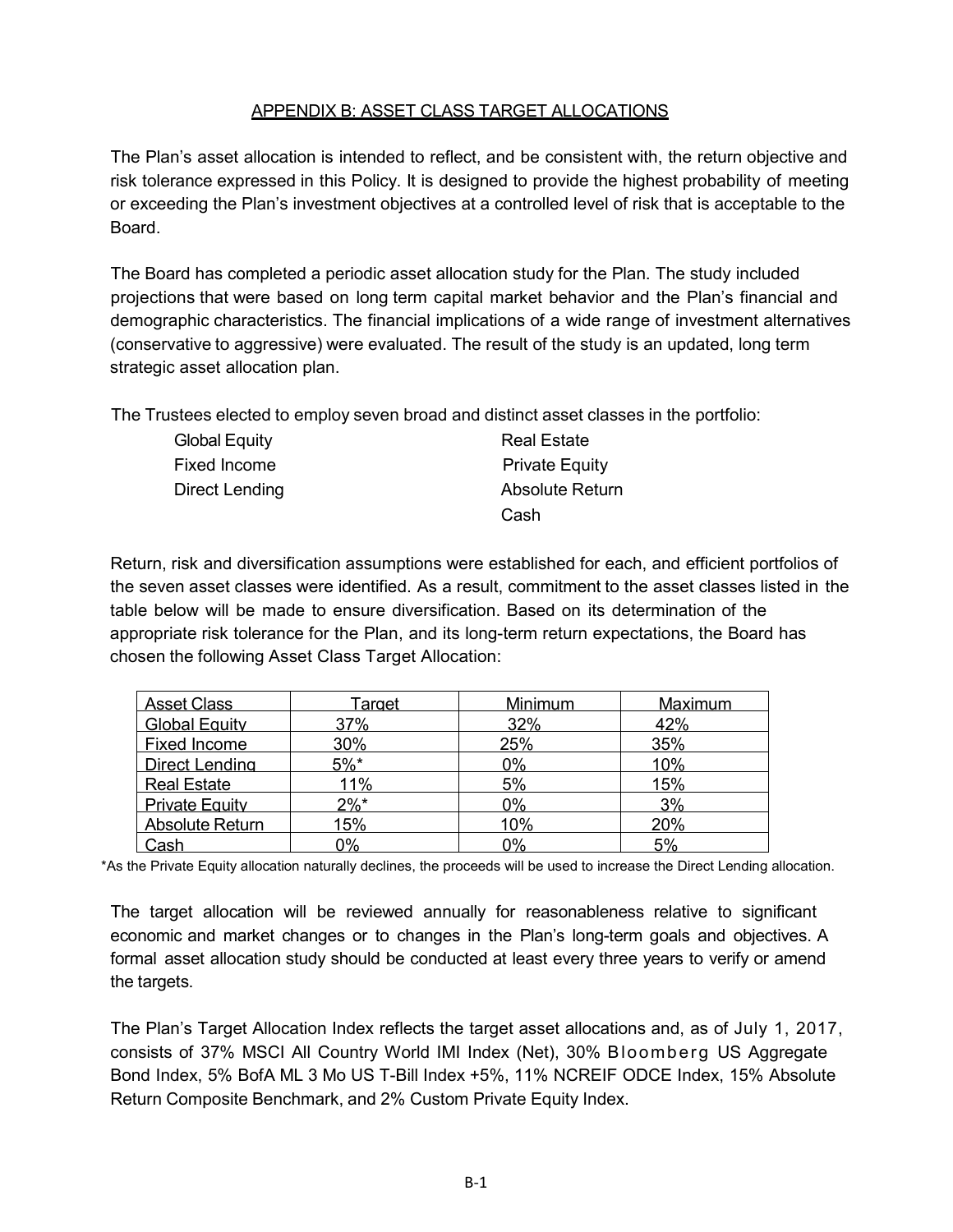## APPENDIX B: ASSET CLASS TARGET ALLOCATIONS

The Plan's asset allocation is intended to reflect, and be consistent with, the return objective and risk tolerance expressed in this Policy. It is designed to provide the highest probability of meeting or exceeding the Plan's investment objectives at a controlled level of risk that is acceptable to the Board.

The Board has completed a periodic asset allocation study for the Plan. The study included projections that were based on long term capital market behavior and the Plan's financial and demographic characteristics. The financial implications of a wide range of investment alternatives (conservative to aggressive) were evaluated. The result of the study is an updated, long term strategic asset allocation plan.

The Trustees elected to employ seven broad and distinct asset classes in the portfolio:

- Global Equity
- Fixed Income
- Direct Lending
- Real Estate
- Private Equity
- Absolute Return
- Cash

Return, risk and diversification assumptions were established for each, and efficient portfolios of the seven asset classes were identified. As a result, commitment to the asset classes listed in the table below will be made to ensure diversification. Based on its determination of the appropriate risk tolerance for the Plan, and its long-term return expectations, the Board has chosen the following Asset Class Target Allocation:

| Asset Class | Target | Minimum | Maximum |
|---|---|---|---|
| Global Equity | 37% | 32% | 42% |
| Fixed Income | 30% | 25% | 35% |
| Direct Lending | 5%* | 0% | 10% |
| Real Estate | 11% | 5% | 15% |
| Private Equity | 2%* | 0% | 3% |
| Absolute Return | 15% | 10% | 20% |
| Cash | 0% | 0% | 5% |

*As the Private Equity allocation naturally declines, the proceeds will be used to increase the Direct Lending allocation.

The target allocation will be reviewed annually for reasonableness relative to significant economic and market changes or to changes in the Plan's long-term goals and objectives. A formal asset allocation study should be conducted at least every three years to verify or amend the targets.

The Plan's Target Allocation Index reflects the target asset allocations and, as of July 1, 2017, consists of 37% MSCI All Country World IMI Index (Net), 30% Bloomberg US Aggregate Bond Index, 5% BofA ML 3 Mo US T-Bill Index +5%, 11% NCREIF ODCE Index, 15% Absolute Return Composite Benchmark, and 2% Custom Private Equity Index.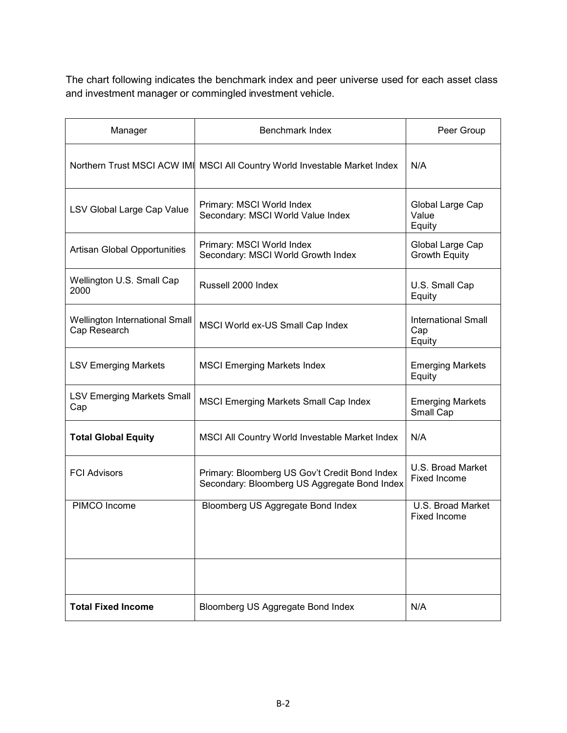The chart following indicates the benchmark index and peer universe used for each asset class and investment manager or commingled investment vehicle.

| Manager | Benchmark Index | Peer Group |
|---|---|---|
| Northern Trust MSCI ACW IMI | MSCI All Country World Investable Market Index | N/A |
| LSV Global Large Cap Value | Primary: MSCI World Index<br>Secondary: MSCI World Value Index | Global Large Cap Value Equity |
| Artisan Global Opportunities | Primary: MSCI World Index<br>Secondary: MSCI World Growth Index | Global Large Cap Growth Equity |
| Wellington U.S. Small Cap 2000 | Russell 2000 Index | U.S. Small Cap Equity |
| Wellington International Small Cap Research | MSCI World ex-US Small Cap Index | International Small Cap Equity |
| LSV Emerging Markets | MSCI Emerging Markets Index | Emerging Markets Equity |
| LSV Emerging Markets Small Cap | MSCI Emerging Markets Small Cap Index | Emerging Markets Small Cap |
| **Total Global Equity** | MSCI All Country World Investable Market Index | N/A |
| FCI Advisors | Primary: Bloomberg US Gov't Credit Bond Index<br>Secondary: Bloomberg US Aggregate Bond Index | U.S. Broad Market Fixed Income |
| PIMCO Income | Bloomberg US Aggregate Bond Index | U.S. Broad Market Fixed Income |
| | | |
| **Total Fixed Income** | Bloomberg US Aggregate Bond Index | N/A |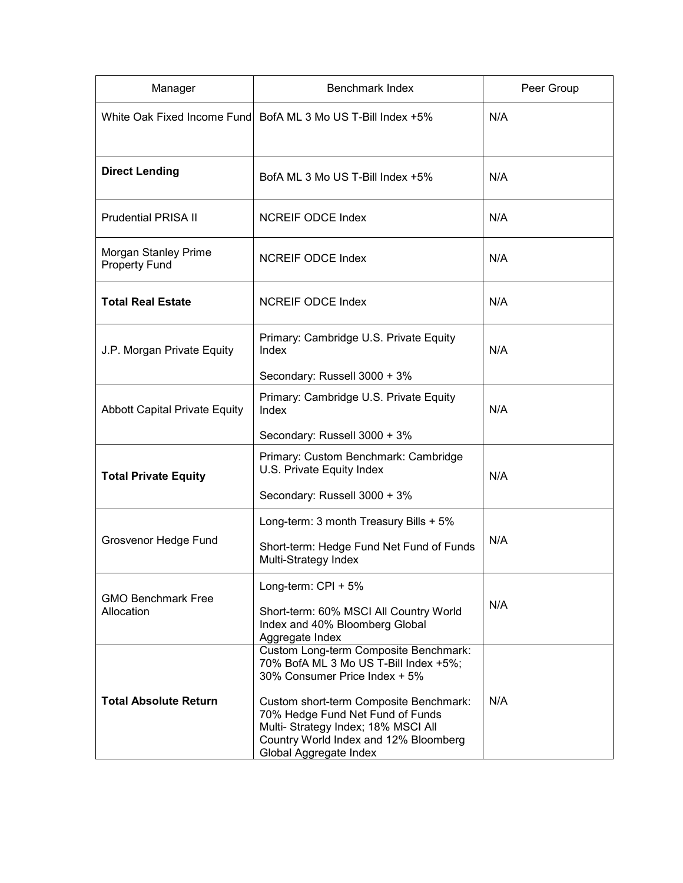| Manager | Benchmark Index | Peer Group |
|---|---|---|
| White Oak Fixed Income Fund | BofA ML 3 Mo US T-Bill Index +5% | N/A |
| **Direct Lending** | BofA ML 3 Mo US T-Bill Index +5% | N/A |
| Prudential PRISA II | NCREIF ODCE Index | N/A |
| Morgan Stanley Prime Property Fund | NCREIF ODCE Index | N/A |
| **Total Real Estate** | NCREIF ODCE Index | N/A |
| J.P. Morgan Private Equity | Primary: Cambridge U.S. Private Equity Index<br><br>Secondary: Russell 3000 + 3% | N/A |
| Abbott Capital Private Equity | Primary: Cambridge U.S. Private Equity Index<br><br>Secondary: Russell 3000 + 3% | N/A |
| **Total Private Equity** | Primary: Custom Benchmark: Cambridge U.S. Private Equity Index<br><br>Secondary: Russell 3000 + 3% | N/A |
| Grosvenor Hedge Fund | Long-term: 3 month Treasury Bills + 5%<br><br>Short-term: Hedge Fund Net Fund of Funds Multi-Strategy Index | N/A |
| GMO Benchmark Free Allocation | Long-term: CPI + 5%<br><br>Short-term: 60% MSCI All Country World Index and 40% Bloomberg Global Aggregate Index | N/A |
| **Total Absolute Return** | Custom Long-term Composite Benchmark: 70% BofA ML 3 Mo US T-Bill Index +5%; 30% Consumer Price Index + 5%<br><br>Custom short-term Composite Benchmark: 70% Hedge Fund Net Fund of Funds Multi- Strategy Index; 18% MSCI All Country World Index and 12% Bloomberg Global Aggregate Index | N/A |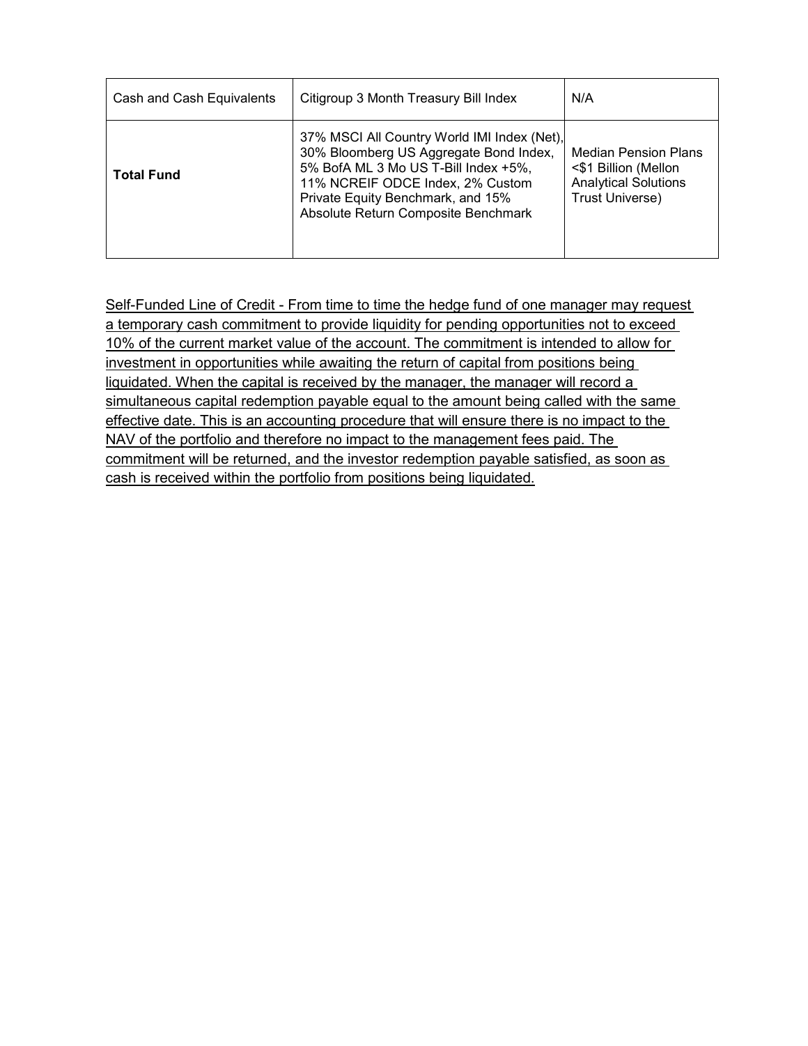| | | |
|---|---|---|
| Cash and Cash Equivalents | Citigroup 3 Month Treasury Bill Index | N/A |
| **Total Fund** | 37% MSCI All Country World IMI Index (Net), 30% Bloomberg US Aggregate Bond Index, 5% BofA ML 3 Mo US T-Bill Index +5%, 11% NCREIF ODCE Index, 2% Custom Private Equity Benchmark, and 15% Absolute Return Composite Benchmark | Median Pension Plans <$1 Billion (Mellon Analytical Solutions Trust Universe) |

Self-Funded Line of Credit - From time to time the hedge fund of one manager may request a temporary cash commitment to provide liquidity for pending opportunities not to exceed 10% of the current market value of the account. The commitment is intended to allow for investment in opportunities while awaiting the return of capital from positions being liquidated. When the capital is received by the manager, the manager will record a simultaneous capital redemption payable equal to the amount being called with the same effective date. This is an accounting procedure that will ensure there is no impact to the NAV of the portfolio and therefore no impact to the management fees paid. The commitment will be returned, and the investor redemption payable satisfied, as soon as cash is received within the portfolio from positions being liquidated.